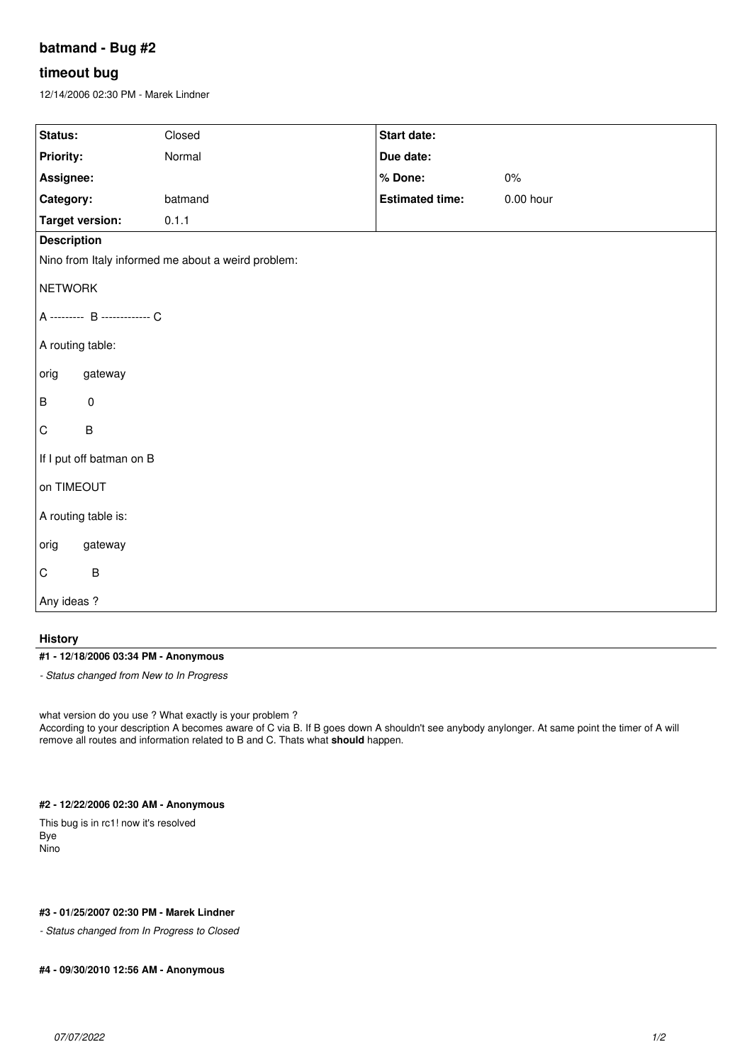# batmand - Bug #2

## timeout bug

12/14/2006 02:30 PM - Marek Lindner

| | | | |
|---|---|---|---|
| **Status:** | Closed | **Start date:** | |
| **Priority:** | Normal | **Due date:** | |
| **Assignee:** | | **% Done:** | 0% |
| **Category:** | batmand | **Estimated time:** | 0.00 hour |
| **Target version:** | 0.1.1 | | |

**Description**

Nino from Italy informed me about a weird problem:

NETWORK

A --------- B ------------- C

A routing table:

orig gateway

B 0

C B

If I put off batman on B

on TIMEOUT

A routing table is:

orig gateway

C B

Any ideas ?

### History

**#1 - 12/18/2006 03:34 PM - Anonymous**

*- Status changed from New to In Progress*

what version do you use ? What exactly is your problem ?
According to your description A becomes aware of C via B. If B goes down A shouldn't see anybody anylonger. At same point the timer of A will remove all routes and information related to B and C. Thats what **should** happen.

**#2 - 12/22/2006 02:30 AM - Anonymous**

This bug is in rc1! now it's resolved
Bye
Nino

**#3 - 01/25/2007 02:30 PM - Marek Lindner**

*- Status changed from In Progress to Closed*

**#4 - 09/30/2010 12:56 AM - Anonymous**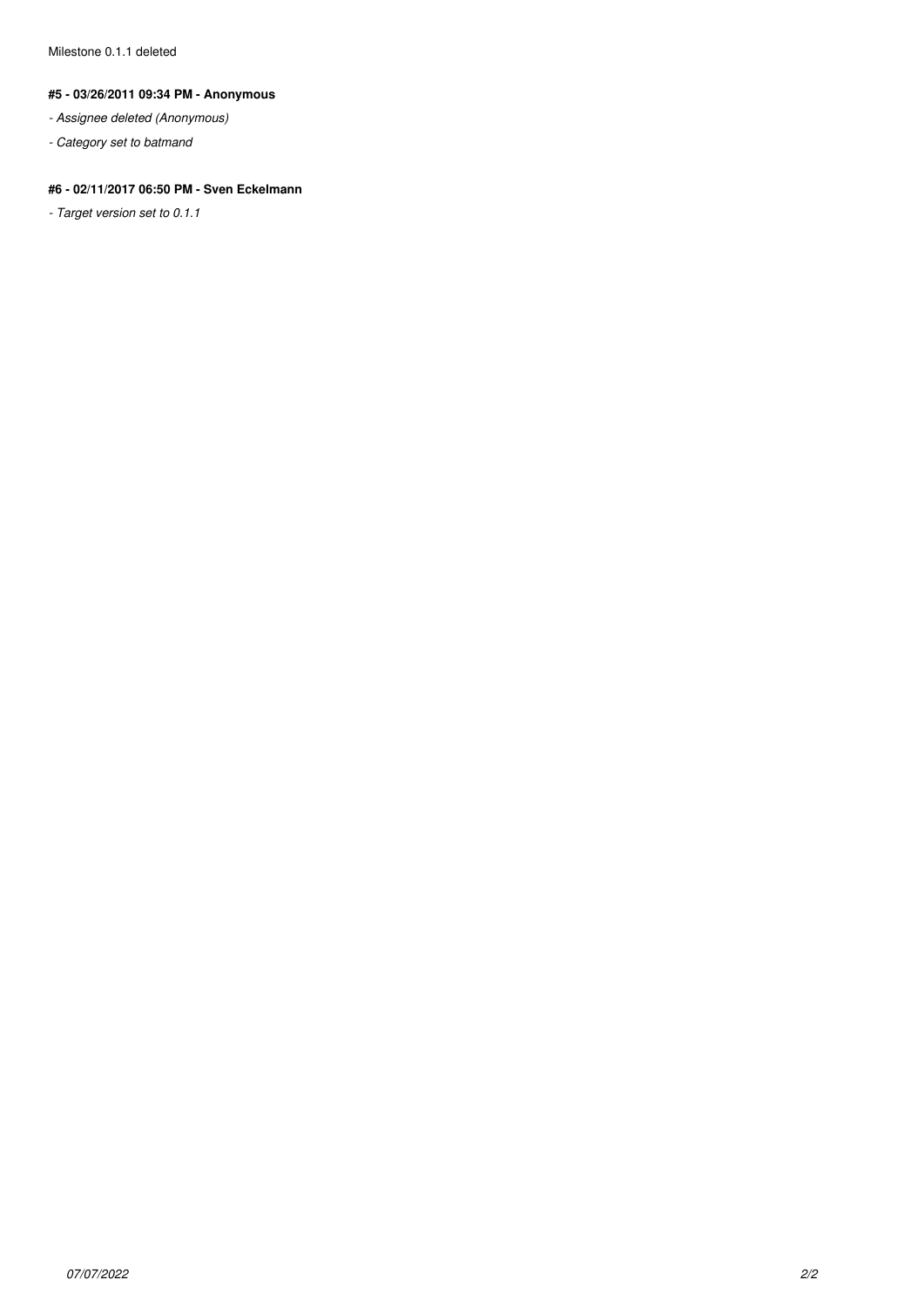Milestone 0.1.1 deleted

#### #5 - 03/26/2011 09:34 PM - Anonymous

- *Assignee deleted (Anonymous)*
- *Category set to batmand*

#### #6 - 02/11/2017 06:50 PM - Sven Eckelmann

- *Target version set to 0.1.1*